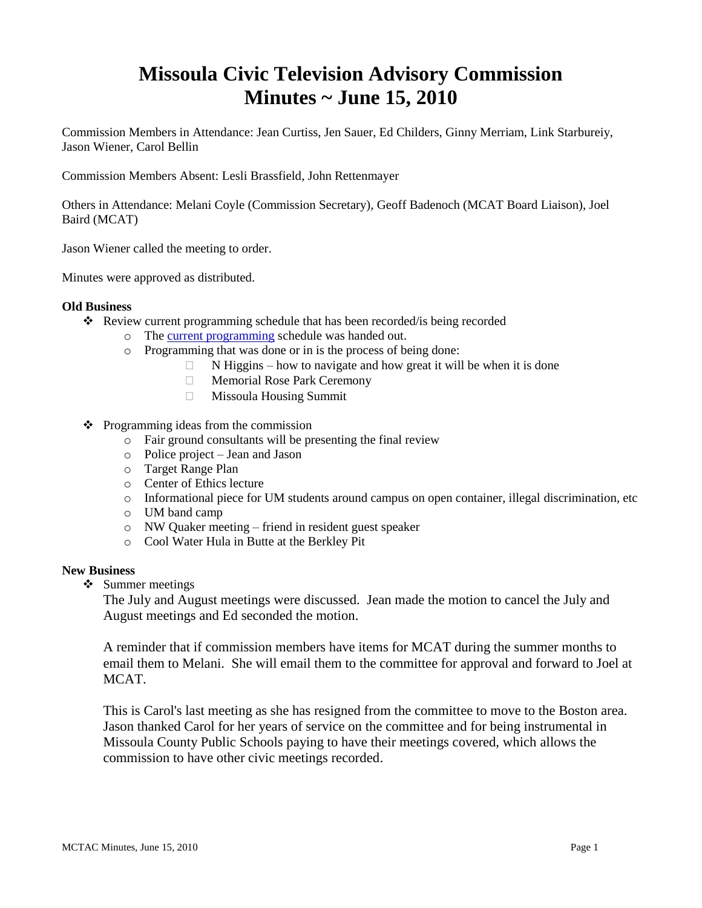# Missoula Civic Television Advisory Commission
# Minutes ~ June 15, 2010

Commission Members in Attendance: Jean Curtiss, Jen Sauer, Ed Childers, Ginny Merriam, Link Starbureiy, Jason Wiener, Carol Bellin

Commission Members Absent: Lesli Brassfield, John Rettenmayer

Others in Attendance: Melani Coyle (Commission Secretary), Geoff Badenoch (MCAT Board Liaison), Joel Baird (MCAT)

Jason Wiener called the meeting to order.

Minutes were approved as distributed.

**Old Business**

- Review current programming schedule that has been recorded/is being recorded
  - The current programming schedule was handed out.
  - Programming that was done or in is the process of being done:
    - N Higgins – how to navigate and how great it will be when it is done
    - Memorial Rose Park Ceremony
    - Missoula Housing Summit
- Programming ideas from the commission
  - Fair ground consultants will be presenting the final review
  - Police project – Jean and Jason
  - Target Range Plan
  - Center of Ethics lecture
  - Informational piece for UM students around campus on open container, illegal discrimination, etc
  - UM band camp
  - NW Quaker meeting – friend in resident guest speaker
  - Cool Water Hula in Butte at the Berkley Pit

**New Business**

- Summer meetings

  The July and August meetings were discussed. Jean made the motion to cancel the July and August meetings and Ed seconded the motion.

  A reminder that if commission members have items for MCAT during the summer months to email them to Melani. She will email them to the committee for approval and forward to Joel at MCAT.

  This is Carol's last meeting as she has resigned from the committee to move to the Boston area. Jason thanked Carol for her years of service on the committee and for being instrumental in Missoula County Public Schools paying to have their meetings covered, which allows the commission to have other civic meetings recorded.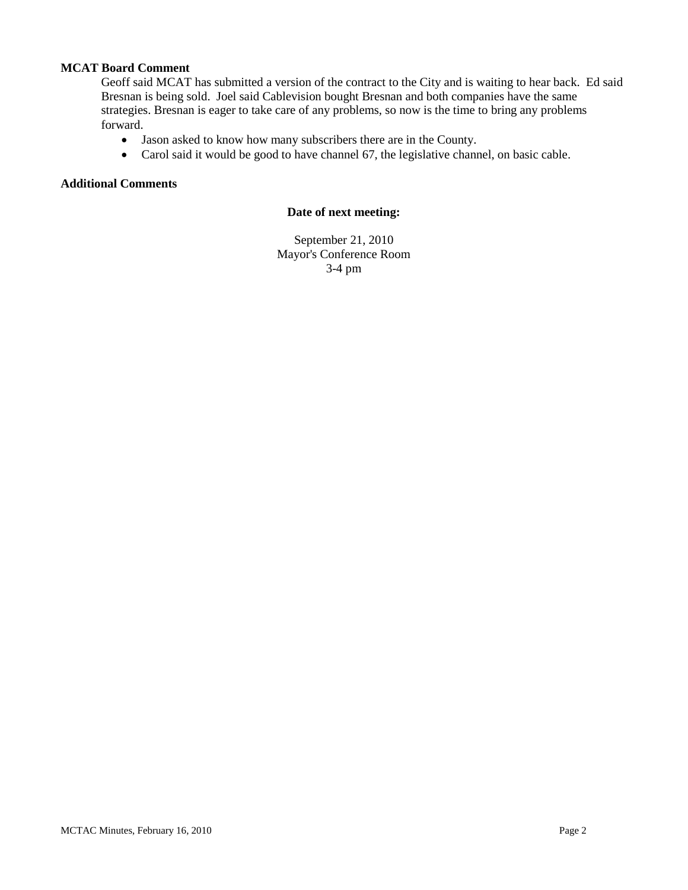**MCAT Board Comment**

Geoff said MCAT has submitted a version of the contract to the City and is waiting to hear back. Ed said Bresnan is being sold. Joel said Cablevision bought Bresnan and both companies have the same strategies. Bresnan is eager to take care of any problems, so now is the time to bring any problems forward.

- Jason asked to know how many subscribers there are in the County.
- Carol said it would be good to have channel 67, the legislative channel, on basic cable.

**Additional Comments**

**Date of next meeting:**

September 21, 2010
Mayor's Conference Room
3-4 pm